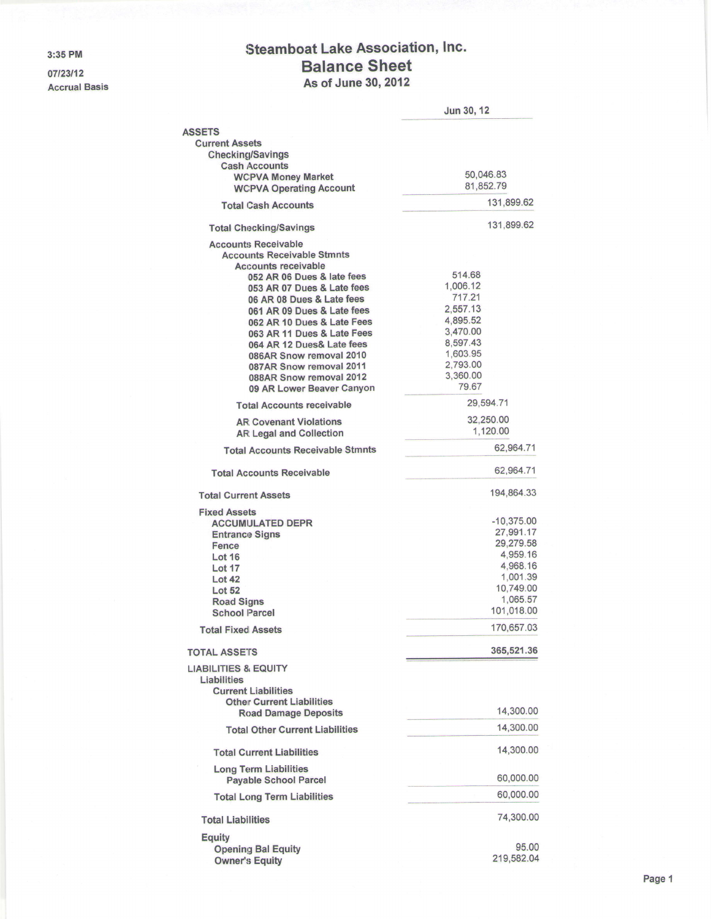3:35 PM

07/23/12

Accrual Basis

# Steamboat Lake Association, Inc.
## Balance Sheet
### As of June 30, 2012

| | | Jun 30, 12 |
|---|---|---|
| **ASSETS** | | |
| Current Assets | | |
| Checking/Savings | | |
| Cash Accounts | | |
| WCPVA Money Market | 50,046.83 | |
| WCPVA Operating Account | 81,852.79 | |
| **Total Cash Accounts** | | 131,899.62 |
| **Total Checking/Savings** | | 131,899.62 |
| Accounts Receivable | | |
| Accounts Receivable Stmnts | | |
| Accounts receivable | | |
| 052 AR 06 Dues & late fees | 514.68 | |
| 053 AR 07 Dues & Late fees | 1,006.12 | |
| 06 AR 08 Dues & Late fees | 717.21 | |
| 061 AR 09 Dues & Late fees | 2,557.13 | |
| 062 AR 10 Dues & Late Fees | 4,895.52 | |
| 063 AR 11 Dues & Late Fees | 3,470.00 | |
| 064 AR 12 Dues& Late fees | 8,597.43 | |
| 086AR Snow removal 2010 | 1,603.95 | |
| 087AR Snow removal 2011 | 2,793.00 | |
| 088AR Snow removal 2012 | 3,360.00 | |
| 09 AR Lower Beaver Canyon | 79.67 | |
| **Total Accounts receivable** | 29,594.71 | |
| AR Covenant Violations | 32,250.00 | |
| AR Legal and Collection | 1,120.00 | |
| **Total Accounts Receivable Stmnts** | | 62,964.71 |
| **Total Accounts Receivable** | | 62,964.71 |
| **Total Current Assets** | | 194,864.33 |
| Fixed Assets | | |
| ACCUMULATED DEPR | | -10,375.00 |
| Entrance Signs | | 27,991.17 |
| Fence | | 29,279.58 |
| Lot 16 | | 4,959.16 |
| Lot 17 | | 4,968.16 |
| Lot 42 | | 1,001.39 |
| Lot 52 | | 10,749.00 |
| Road Signs | | 1,065.57 |
| School Parcel | | 101,018.00 |
| **Total Fixed Assets** | | 170,657.03 |
| **TOTAL ASSETS** | | **365,521.36** |
| **LIABILITIES & EQUITY** | | |
| Liabilities | | |
| Current Liabilities | | |
| Other Current Liabilities | | |
| Road Damage Deposits | | 14,300.00 |
| **Total Other Current Liabilities** | | 14,300.00 |
| **Total Current Liabilities** | | 14,300.00 |
| Long Term Liabilities | | |
| Payable School Parcel | | 60,000.00 |
| **Total Long Term Liabilities** | | 60,000.00 |
| **Total Liabilities** | | 74,300.00 |
| Equity | | |
| Opening Bal Equity | | 95.00 |
| Owner's Equity | | 219,582.04 |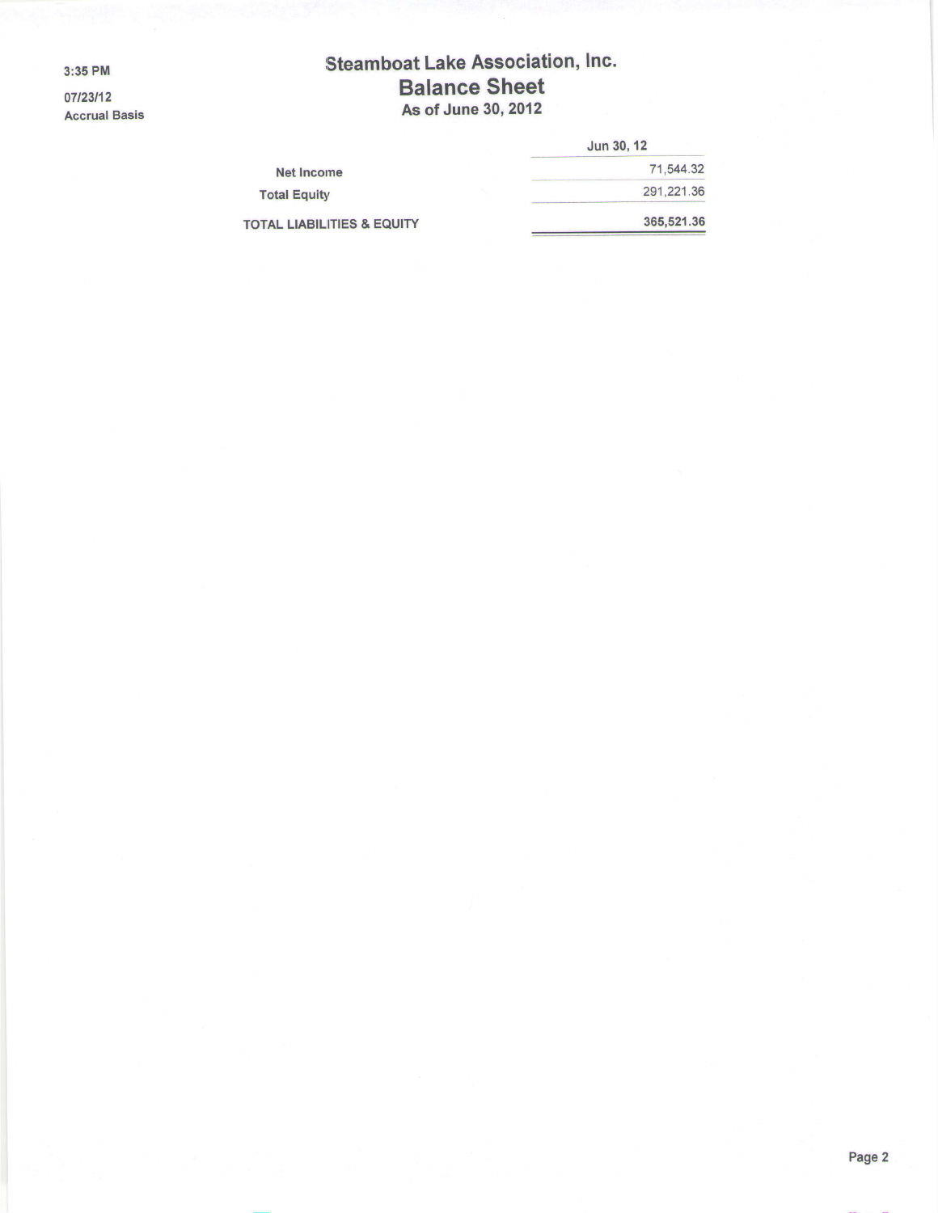# Steamboat Lake Association, Inc.

## Balance Sheet

### As of June 30, 2012

3:35 PM
07/23/12
Accrual Basis

| | Jun 30, 12 |
|---|---|
| Net Income | 71,544.32 |
| Total Equity | 291,221.36 |
| **TOTAL LIABILITIES & EQUITY** | **365,521.36** |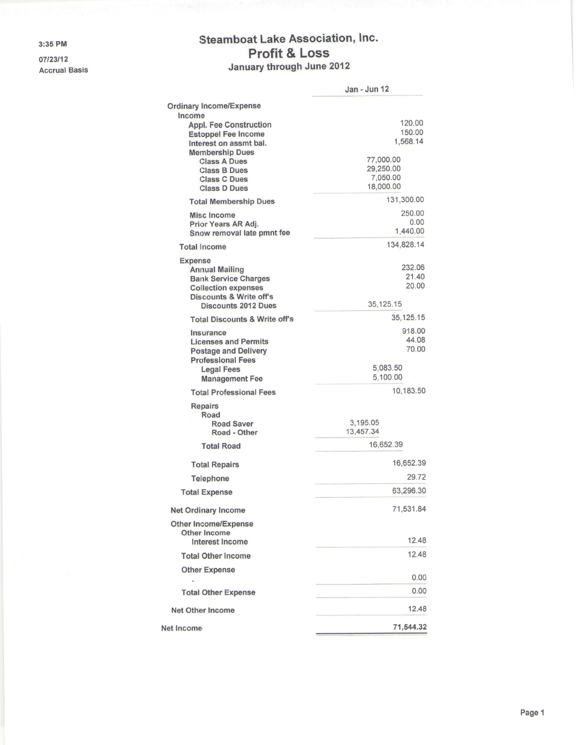3:35 PM

07/23/12

Accrual Basis

# Steamboat Lake Association, Inc.
## Profit & Loss
### January through June 2012

| | | Jan - Jun 12 |
|---|---|---|
| **Ordinary Income/Expense** | | |
| **Income** | | |
| Appl. Fee Construction | | 120.00 |
| Estoppel Fee Income | | 150.00 |
| Interest on assmt bal. | | 1,568.14 |
| Membership Dues | | |
| Class A Dues | 77,000.00 | |
| Class B Dues | 29,250.00 | |
| Class C Dues | 7,050.00 | |
| Class D Dues | 18,000.00 | |
| Total Membership Dues | | 131,300.00 |
| Misc Income | | 250.00 |
| Prior Years AR Adj. | | 0.00 |
| Snow removal late pmnt fee | | 1,440.00 |
| **Total Income** | | 134,828.14 |
| **Expense** | | |
| Annual Mailing | | 232.06 |
| Bank Service Charges | | 21.40 |
| Collection expenses | | 20.00 |
| Discounts & Write off's | | |
| Discounts 2012 Dues | 35,125.15 | |
| Total Discounts & Write off's | | 35,125.15 |
| Insurance | | 918.00 |
| Licenses and Permits | | 44.08 |
| Postage and Delivery | | 70.00 |
| Professional Fees | | |
| Legal Fees | 5,083.50 | |
| Management Fee | 5,100.00 | |
| Total Professional Fees | | 10,183.50 |
| Repairs | | |
| Road | | |
| Road Saver | 3,195.05 | |
| Road - Other | 13,457.34 | |
| Total Road | 16,652.39 | |
| Total Repairs | | 16,652.39 |
| Telephone | | 29.72 |
| **Total Expense** | | 63,296.30 |
| **Net Ordinary Income** | | 71,531.84 |
| **Other Income/Expense** | | |
| Other Income | | |
| Interest Income | | 12.48 |
| Total Other Income | | 12.48 |
| Other Expense | | |
| . | | 0.00 |
| Total Other Expense | | 0.00 |
| **Net Other Income** | | 12.48 |
| **Net Income** | | **71,544.32** |